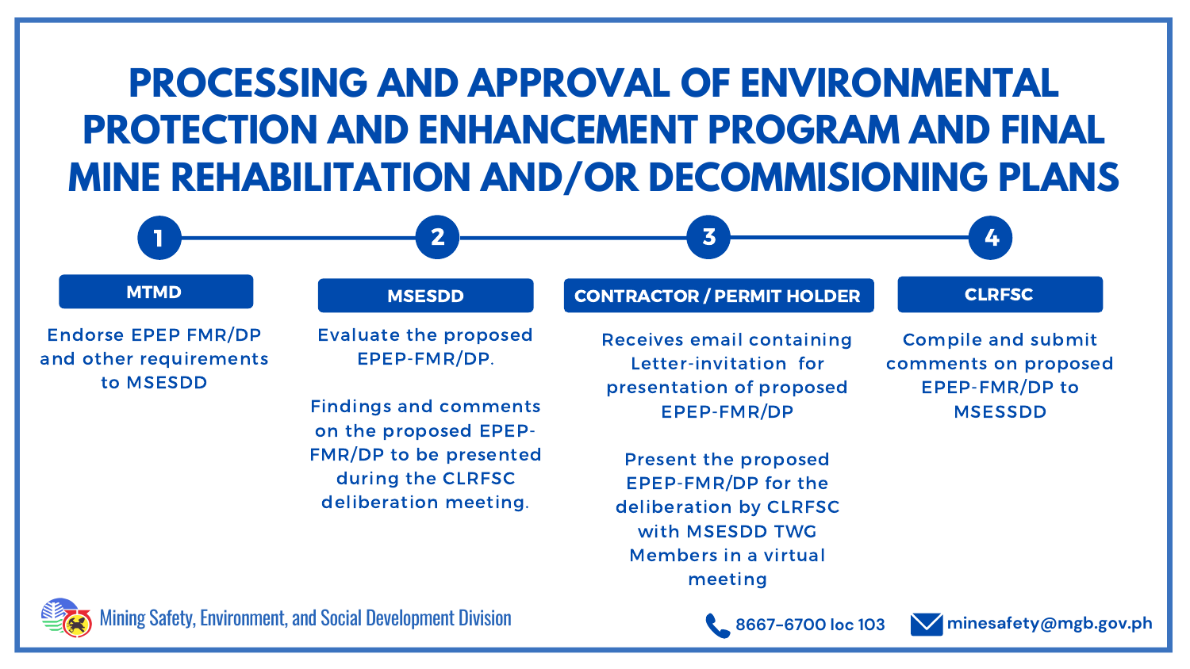# PROCESSING AND APPROVAL OF ENVIRONMENTAL PROTECTION AND ENHANCEMENT PROGRAM AND FINAL MINE REHABILITATION AND/OR DECOMMISIONING PLANS

## 1 — MTMD

Endorse EPEP FMR/DP and other requirements to MSESDD

## 2 — MSESDD

Evaluate the proposed EPEP-FMR/DP.

Findings and comments on the proposed EPEP-FMR/DP to be presented during the CLRFSC deliberation meeting.

## 3 — CONTRACTOR / PERMIT HOLDER

Receives email containing Letter-invitation for presentation of proposed EPEP-FMR/DP

Present the proposed EPEP-FMR/DP for the deliberation by CLRFSC with MSESDD TWG Members in a virtual meeting

## 4 — CLRFSC

Compile and submit comments on proposed EPEP-FMR/DP to MSESSDD

Mining Safety, Environment, and Social Development Division

8667-6700 loc 103

minesafety@mgb.gov.ph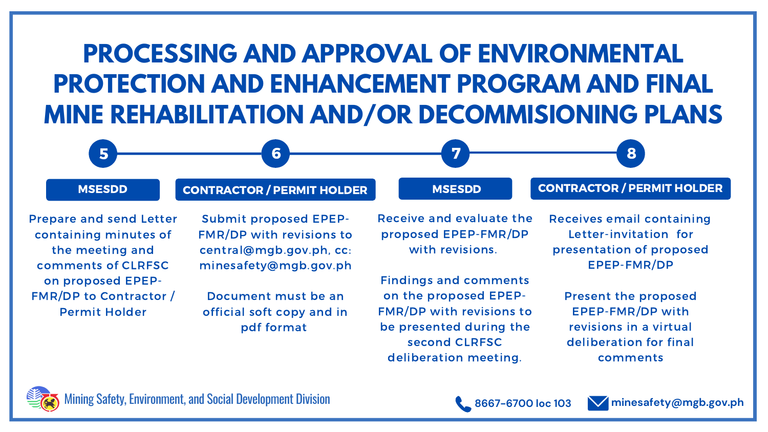# PROCESSING AND APPROVAL OF ENVIRONMENTAL PROTECTION AND ENHANCEMENT PROGRAM AND FINAL MINE REHABILITATION AND/OR DECOMMISIONING PLANS

## 5

### MSESDD

Prepare and send Letter containing minutes of the meeting and comments of CLRFSC on proposed EPEP-FMR/DP to Contractor / Permit Holder

## 6

### CONTRACTOR / PERMIT HOLDER

Submit proposed EPEP-FMR/DP with revisions to central@mgb.gov.ph, cc: minesafety@mgb.gov.ph

Document must be an official soft copy and in pdf format

## 7

### MSESDD

Receive and evaluate the proposed EPEP-FMR/DP with revisions.

Findings and comments on the proposed EPEP-FMR/DP with revisions to be presented during the second CLRFSC deliberation meeting.

## 8

### CONTRACTOR / PERMIT HOLDER

Receives email containing Letter-invitation for presentation of proposed EPEP-FMR/DP

Present the proposed EPEP-FMR/DP with revisions in a virtual deliberation for final comments

Mining Safety, Environment, and Social Development Division

8667-6700 loc 103

minesafety@mgb.gov.ph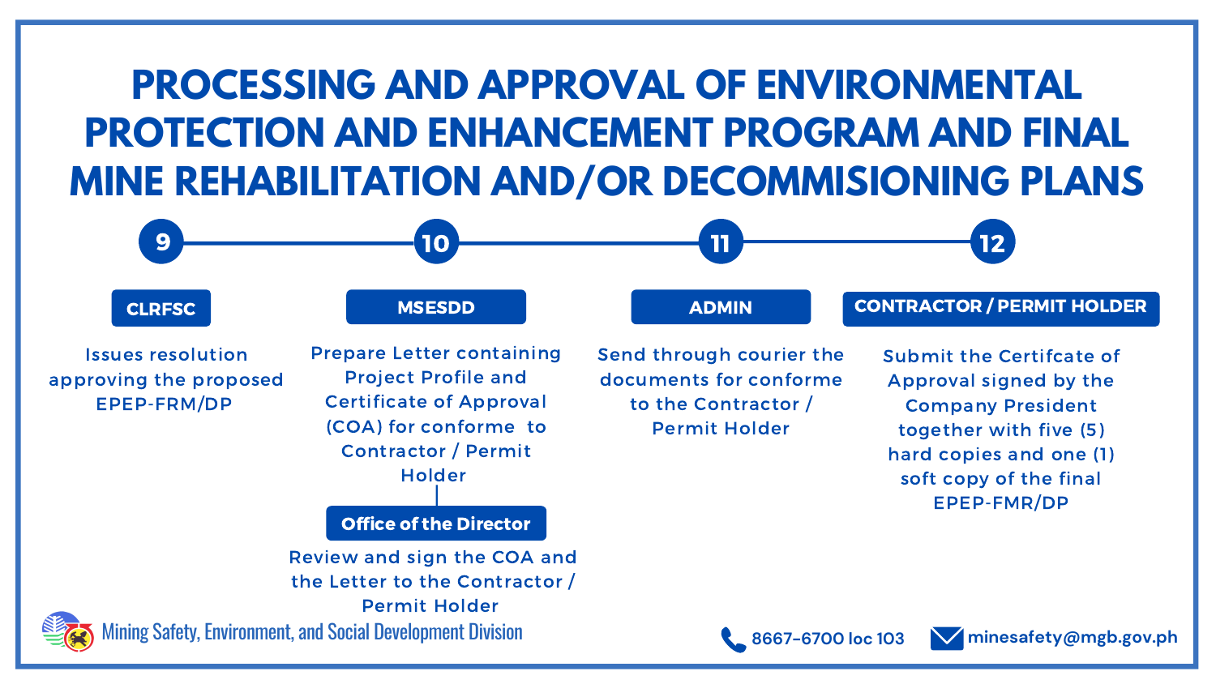# PROCESSING AND APPROVAL OF ENVIRONMENTAL PROTECTION AND ENHANCEMENT PROGRAM AND FINAL MINE REHABILITATION AND/OR DECOMMISIONING PLANS

**9**

**CLRFSC**

Issues resolution approving the proposed EPEP-FRM/DP

**10**

**MSESDD**

Prepare Letter containing Project Profile and Certificate of Approval (COA) for conforme to Contractor / Permit Holder

**Office of the Director**

Review and sign the COA and the Letter to the Contractor / Permit Holder

**11**

**ADMIN**

Send through courier the documents for conforme to the Contractor / Permit Holder

**12**

**CONTRACTOR / PERMIT HOLDER**

Submit the Certifcate of Approval signed by the Company President together with five (5) hard copies and one (1) soft copy of the final EPEP-FMR/DP

Mining Safety, Environment, and Social Development Division

8667-6700 loc 103

minesafety@mgb.gov.ph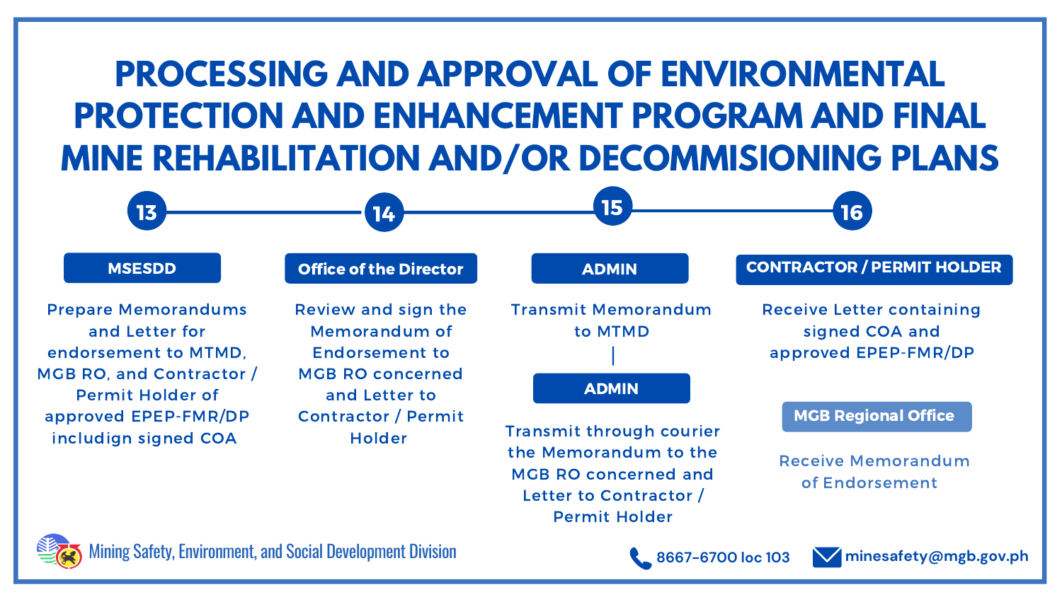# PROCESSING AND APPROVAL OF ENVIRONMENTAL PROTECTION AND ENHANCEMENT PROGRAM AND FINAL MINE REHABILITATION AND/OR DECOMMISIONING PLANS

## 13

**MSESDD**

Prepare Memorandums and Letter for endorsement to MTMD, MGB RO, and Contractor / Permit Holder of approved EPEP-FMR/DP includign signed COA

## 14

**Office of the Director**

Review and sign the Memorandum of Endorsement to MGB RO concerned and Letter to Contractor / Permit Holder

## 15

**ADMIN**

Transmit Memorandum to MTMD

**ADMIN**

Transmit through courier the Memorandum to the MGB RO concerned and Letter to Contractor / Permit Holder

## 16

**CONTRACTOR / PERMIT HOLDER**

Receive Letter containing signed COA and approved EPEP-FMR/DP

**MGB Regional Office**

Receive Memorandum of Endorsement

Mining Safety, Environment, and Social Development Division

8667-6700 loc 103

minesafety@mgb.gov.ph